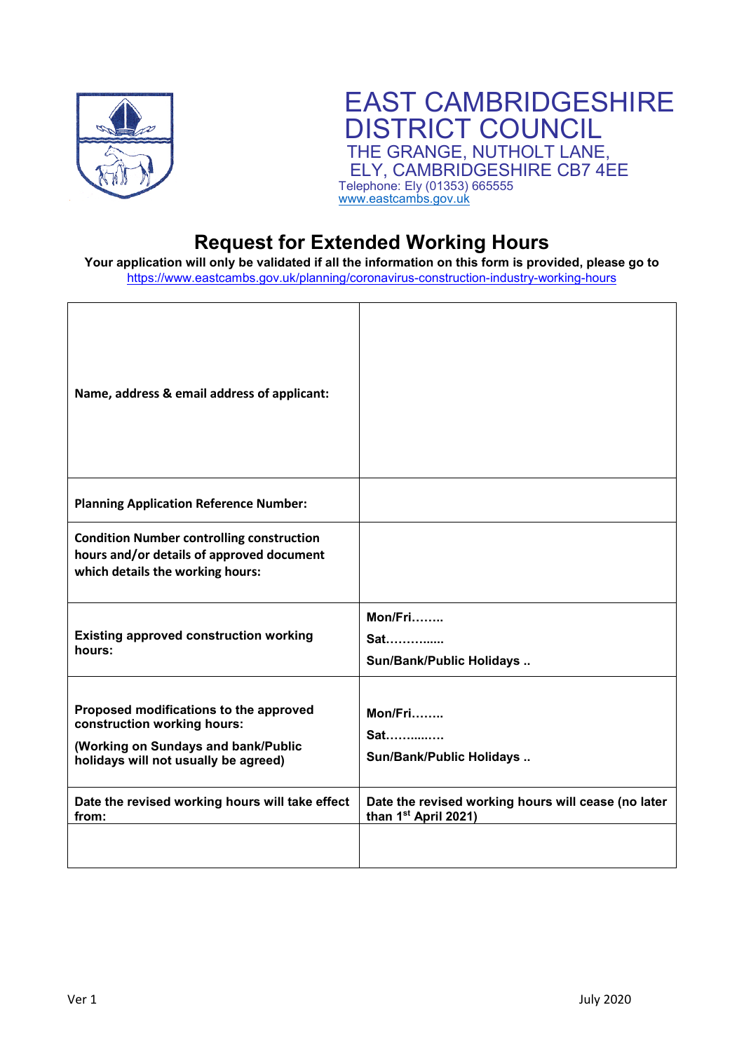# EAST CAMBRIDGESHIRE DISTRICT COUNCIL

THE GRANGE, NUTHOLT LANE,
ELY, CAMBRIDGESHIRE CB7 4EE
Telephone: Ely (01353) 665555
www.eastcambs.gov.uk

## Request for Extended Working Hours

**Your application will only be validated if all the information on this form is provided, please go to** https://www.eastcambs.gov.uk/planning/coronavirus-construction-industry-working-hours

| | |
|---|---|
| **Name, address & email address of applicant:** | |
| **Planning Application Reference Number:** | |
| **Condition Number controlling construction hours and/or details of approved document which details the working hours:** | |
| **Existing approved construction working hours:** | **Mon/Fri……..**<br>**Sat………....**<br>**Sun/Bank/Public Holidays ..** |
| **Proposed modifications to the approved construction working hours:**<br>**(Working on Sundays and bank/Public holidays will not usually be agreed)** | **Mon/Fri……..**<br>**Sat……...….**<br>**Sun/Bank/Public Holidays ..** |
| **Date the revised working hours will take effect from:** | **Date the revised working hours will cease (no later than 1st April 2021)** |
| | |

Ver 1 July 2020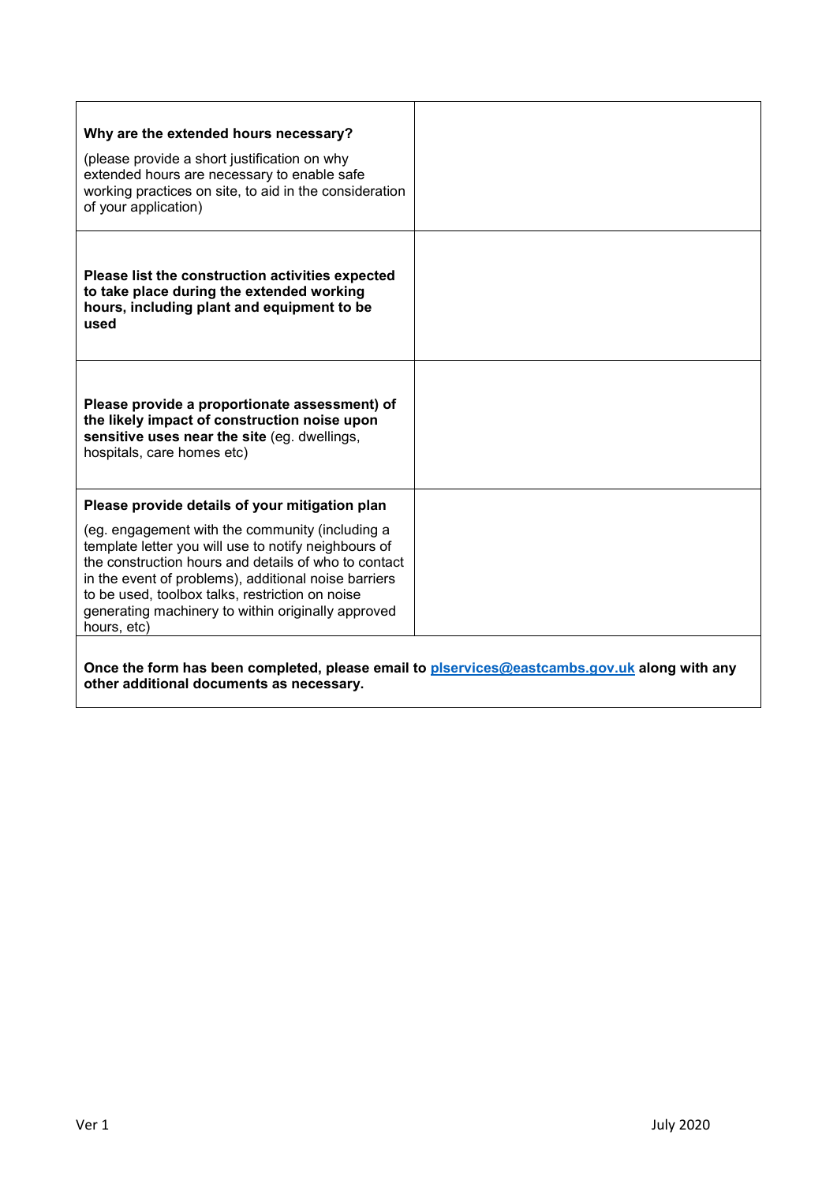| | |
|---|---|
| **Why are the extended hours necessary?**<br><br>(please provide a short justification on why extended hours are necessary to enable safe working practices on site, to aid in the consideration of your application) | |
| **Please list the construction activities expected to take place during the extended working hours, including plant and equipment to be used** | |
| **Please provide a proportionate assessment) of the likely impact of construction noise upon sensitive uses near the site** (eg. dwellings, hospitals, care homes etc) | |
| **Please provide details of your mitigation plan**<br><br>(eg. engagement with the community (including a template letter you will use to notify neighbours of the construction hours and details of who to contact in the event of problems), additional noise barriers to be used, toolbox talks, restriction on noise generating machinery to within originally approved hours, etc) | |

**Once the form has been completed, please email to [plservices@eastcambs.gov.uk](mailto:plservices@eastcambs.gov.uk) along with any other additional documents as necessary.**

Ver 1 July 2020